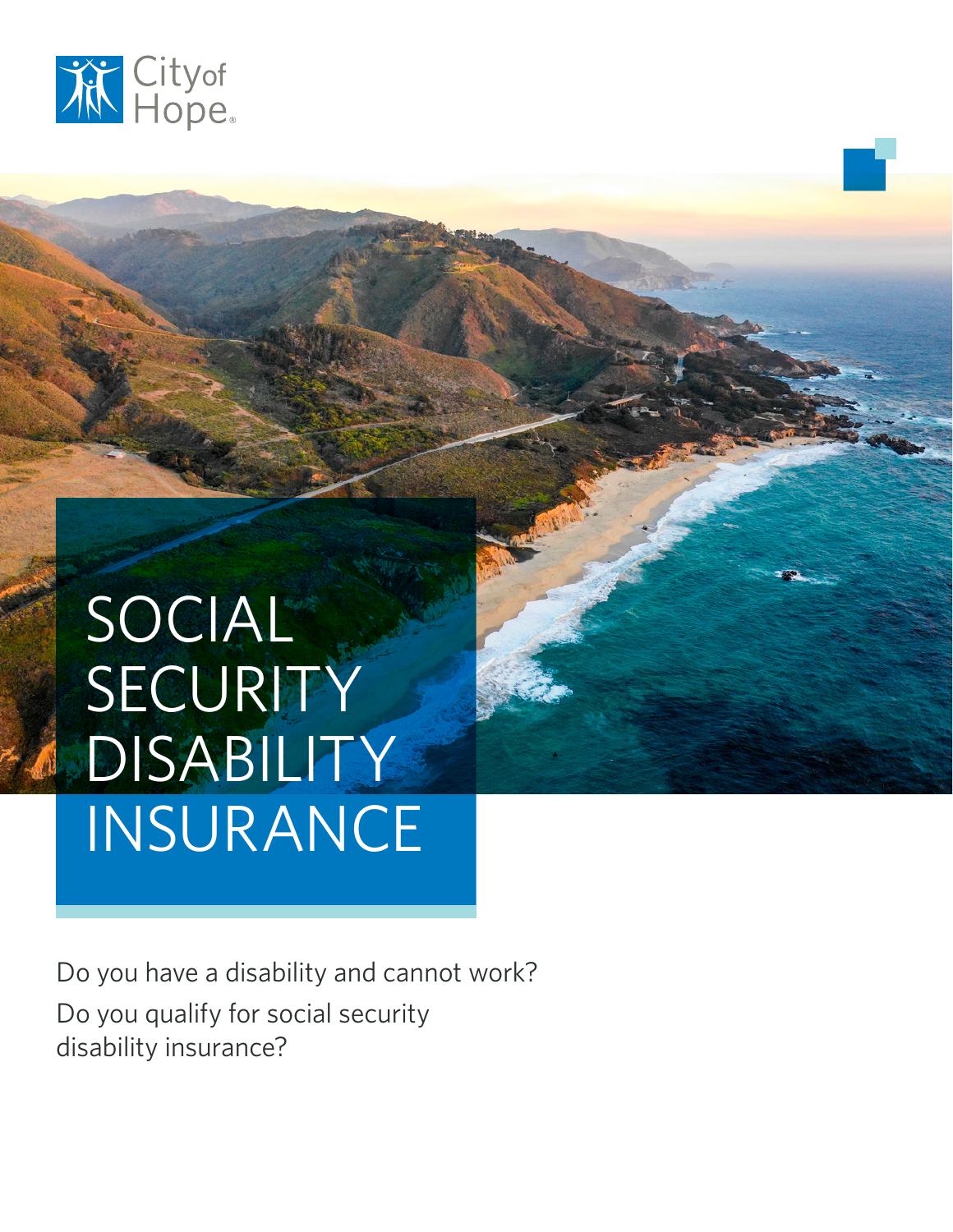City of Hope

# SOCIAL SECURITY DISABILITY INSURANCE

Do you have a disability and cannot work?

Do you qualify for social security disability insurance?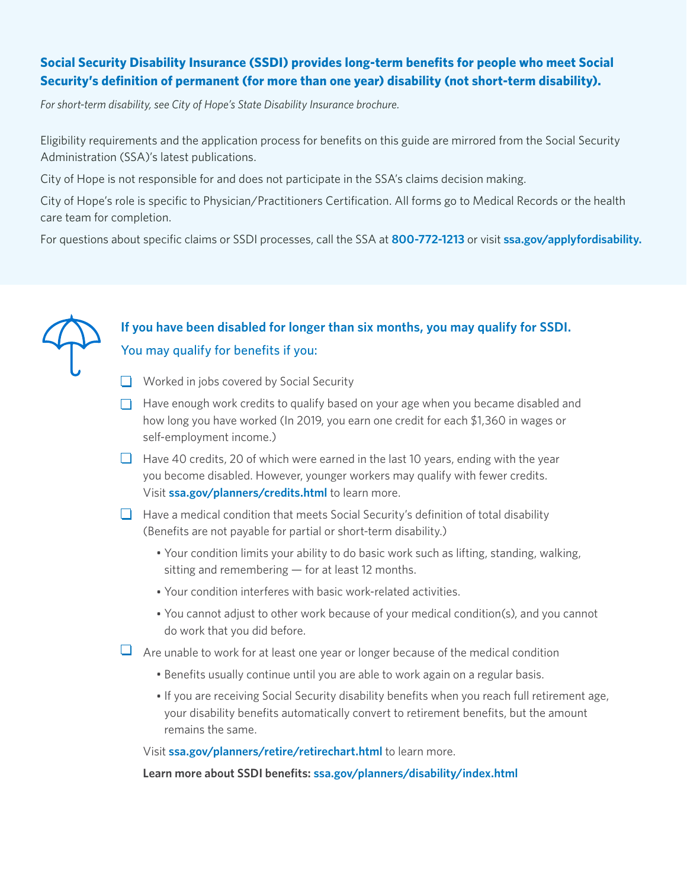**Social Security Disability Insurance (SSDI) provides long-term benefits for people who meet Social Security's definition of permanent (for more than one year) disability (not short-term disability).**

*For short-term disability, see City of Hope's State Disability Insurance brochure.*

Eligibility requirements and the application process for benefits on this guide are mirrored from the Social Security Administration (SSA)'s latest publications.

City of Hope is not responsible for and does not participate in the SSA's claims decision making.

City of Hope's role is specific to Physician/Practitioners Certification. All forms go to Medical Records or the health care team for completion.

For questions about specific claims or SSDI processes, call the SSA at **800-772-1213** or visit **ssa.gov/applyfordisability.**

**If you have been disabled for longer than six months, you may qualify for SSDI.**

You may qualify for benefits if you:

- [ ] Worked in jobs covered by Social Security
- [ ] Have enough work credits to qualify based on your age when you became disabled and how long you have worked (In 2019, you earn one credit for each $1,360 in wages or self-employment income.)
- [ ] Have 40 credits, 20 of which were earned in the last 10 years, ending with the year you become disabled. However, younger workers may qualify with fewer credits. Visit **ssa.gov/planners/credits.html** to learn more.
- [ ] Have a medical condition that meets Social Security's definition of total disability (Benefits are not payable for partial or short-term disability.)
    - Your condition limits your ability to do basic work such as lifting, standing, walking, sitting and remembering — for at least 12 months.
    - Your condition interferes with basic work-related activities.
    - You cannot adjust to other work because of your medical condition(s), and you cannot do work that you did before.
- [ ] Are unable to work for at least one year or longer because of the medical condition
    - Benefits usually continue until you are able to work again on a regular basis.
    - If you are receiving Social Security disability benefits when you reach full retirement age, your disability benefits automatically convert to retirement benefits, but the amount remains the same.

Visit **ssa.gov/planners/retire/retirechart.html** to learn more.

**Learn more about SSDI benefits: ssa.gov/planners/disability/index.html**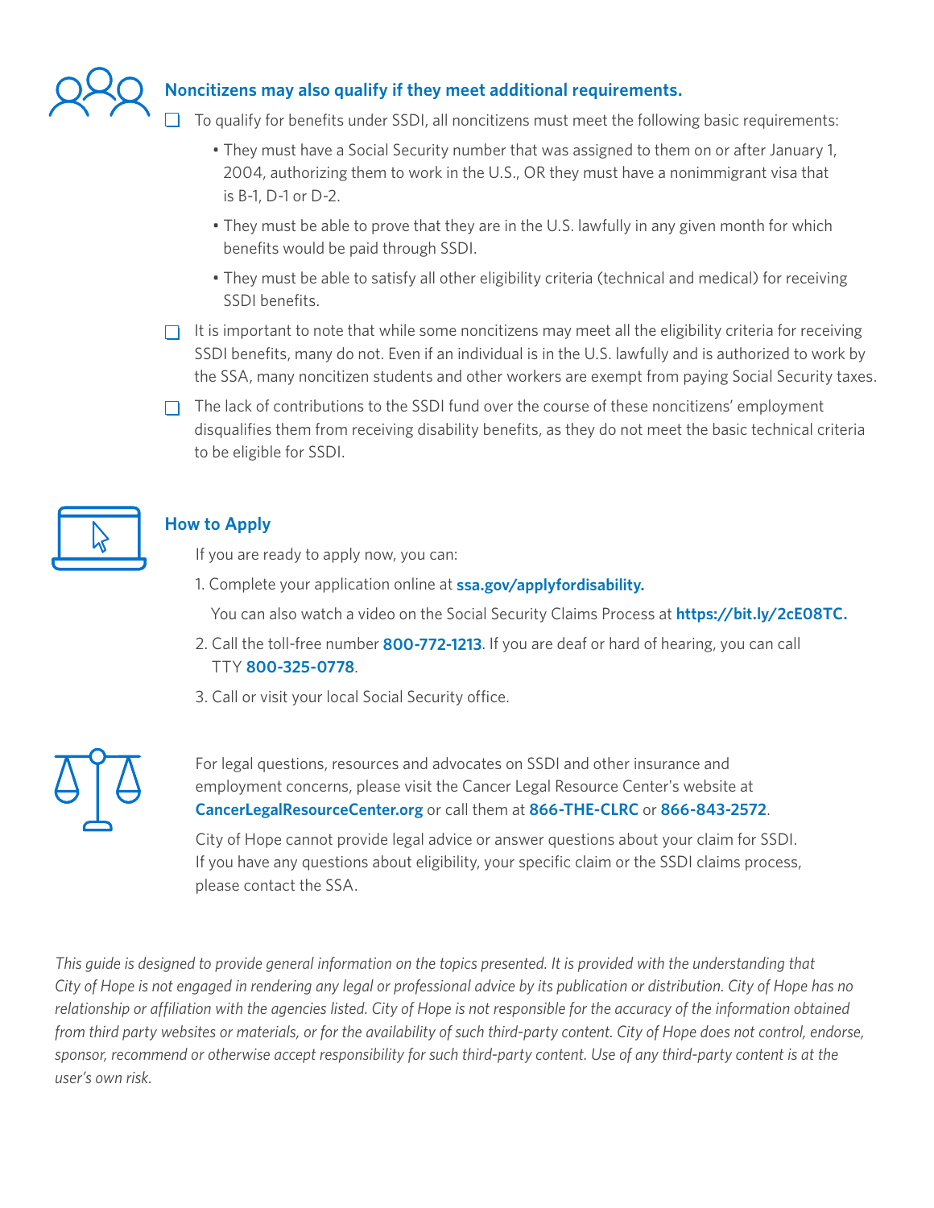## Noncitizens may also qualify if they meet additional requirements.

- To qualify for benefits under SSDI, all noncitizens must meet the following basic requirements:
  - They must have a Social Security number that was assigned to them on or after January 1, 2004, authorizing them to work in the U.S., OR they must have a nonimmigrant visa that is B-1, D-1 or D-2.
  - They must be able to prove that they are in the U.S. lawfully in any given month for which benefits would be paid through SSDI.
  - They must be able to satisfy all other eligibility criteria (technical and medical) for receiving SSDI benefits.
- It is important to note that while some noncitizens may meet all the eligibility criteria for receiving SSDI benefits, many do not. Even if an individual is in the U.S. lawfully and is authorized to work by the SSA, many noncitizen students and other workers are exempt from paying Social Security taxes.
- The lack of contributions to the SSDI fund over the course of these noncitizens' employment disqualifies them from receiving disability benefits, as they do not meet the basic technical criteria to be eligible for SSDI.

## How to Apply

If you are ready to apply now, you can:

1. Complete your application online at **ssa.gov/applyfordisability.**

   You can also watch a video on the Social Security Claims Process at **https://bit.ly/2cE08TC.**

2. Call the toll-free number **800-772-1213**. If you are deaf or hard of hearing, you can call TTY **800-325-0778**.
3. Call or visit your local Social Security office.

For legal questions, resources and advocates on SSDI and other insurance and employment concerns, please visit the Cancer Legal Resource Center's website at **CancerLegalResourceCenter.org** or call them at **866-THE-CLRC** or **866-843-2572**.

City of Hope cannot provide legal advice or answer questions about your claim for SSDI. If you have any questions about eligibility, your specific claim or the SSDI claims process, please contact the SSA.

*This guide is designed to provide general information on the topics presented. It is provided with the understanding that City of Hope is not engaged in rendering any legal or professional advice by its publication or distribution. City of Hope has no relationship or affiliation with the agencies listed. City of Hope is not responsible for the accuracy of the information obtained from third party websites or materials, or for the availability of such third-party content. City of Hope does not control, endorse, sponsor, recommend or otherwise accept responsibility for such third-party content. Use of any third-party content is at the user's own risk.*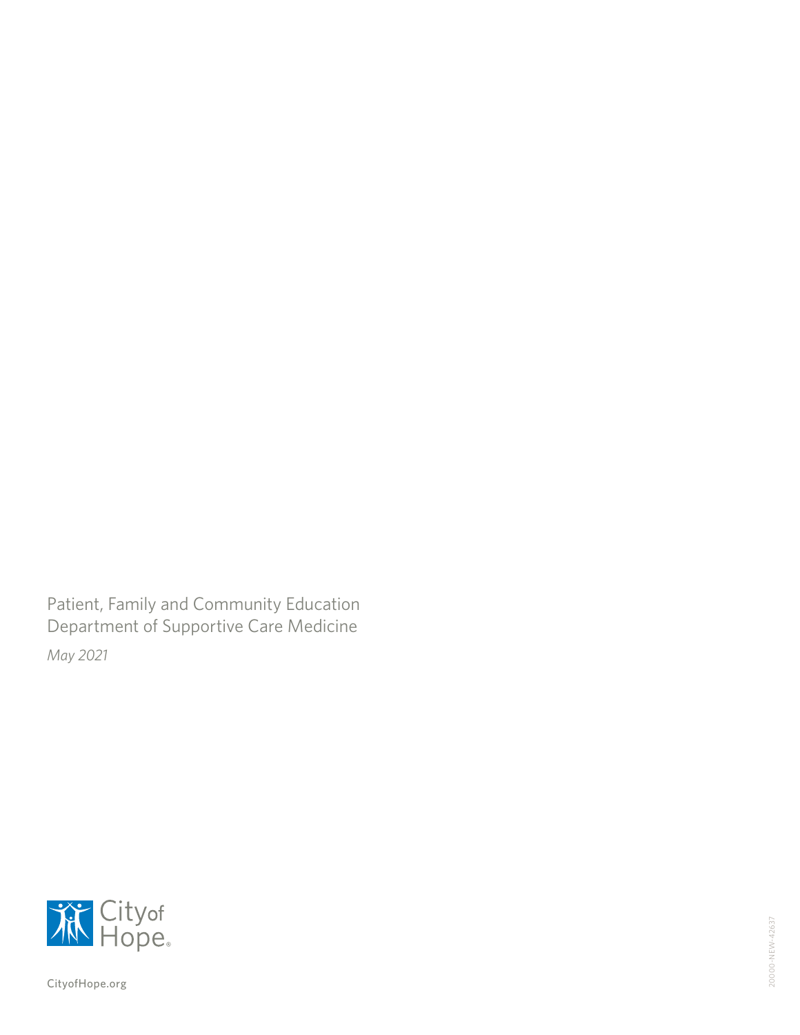Patient, Family and Community Education
Department of Supportive Care Medicine

*May 2021*

City of Hope

CityofHope.org

20000-NEW-42637